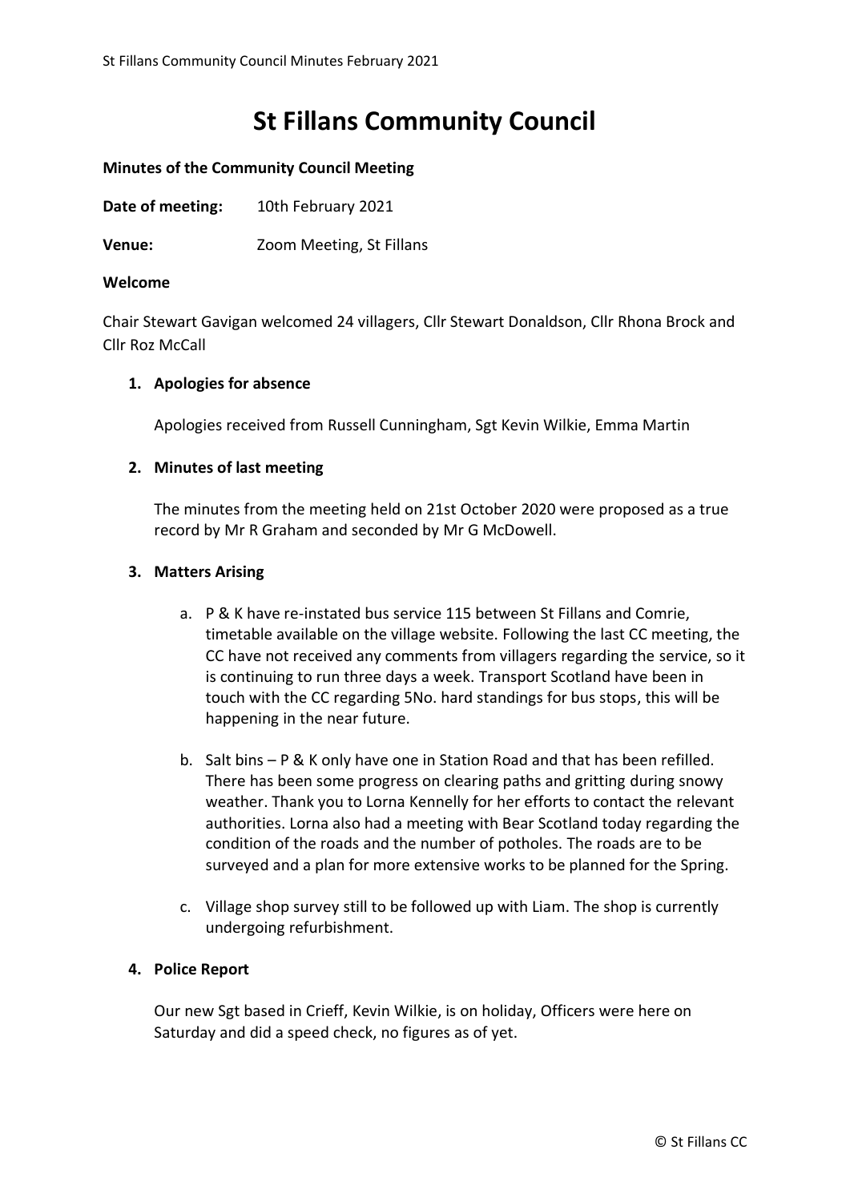# St Fillans Community Council

**Minutes of the Community Council Meeting**

**Date of meeting:** 10th February 2021

**Venue:** Zoom Meeting, St Fillans

**Welcome**

Chair Stewart Gavigan welcomed 24 villagers, Cllr Stewart Donaldson, Cllr Rhona Brock and Cllr Roz McCall

1. **Apologies for absence**

   Apologies received from Russell Cunningham, Sgt Kevin Wilkie, Emma Martin

2. **Minutes of last meeting**

   The minutes from the meeting held on 21st October 2020 were proposed as a true record by Mr R Graham and seconded by Mr G McDowell.

3. **Matters Arising**

   a. P & K have re-instated bus service 115 between St Fillans and Comrie, timetable available on the village website. Following the last CC meeting, the CC have not received any comments from villagers regarding the service, so it is continuing to run three days a week. Transport Scotland have been in touch with the CC regarding 5No. hard standings for bus stops, this will be happening in the near future.

   b. Salt bins – P & K only have one in Station Road and that has been refilled. There has been some progress on clearing paths and gritting during snowy weather. Thank you to Lorna Kennelly for her efforts to contact the relevant authorities. Lorna also had a meeting with Bear Scotland today regarding the condition of the roads and the number of potholes. The roads are to be surveyed and a plan for more extensive works to be planned for the Spring.

   c. Village shop survey still to be followed up with Liam. The shop is currently undergoing refurbishment.

4. **Police Report**

   Our new Sgt based in Crieff, Kevin Wilkie, is on holiday, Officers were here on Saturday and did a speed check, no figures as of yet.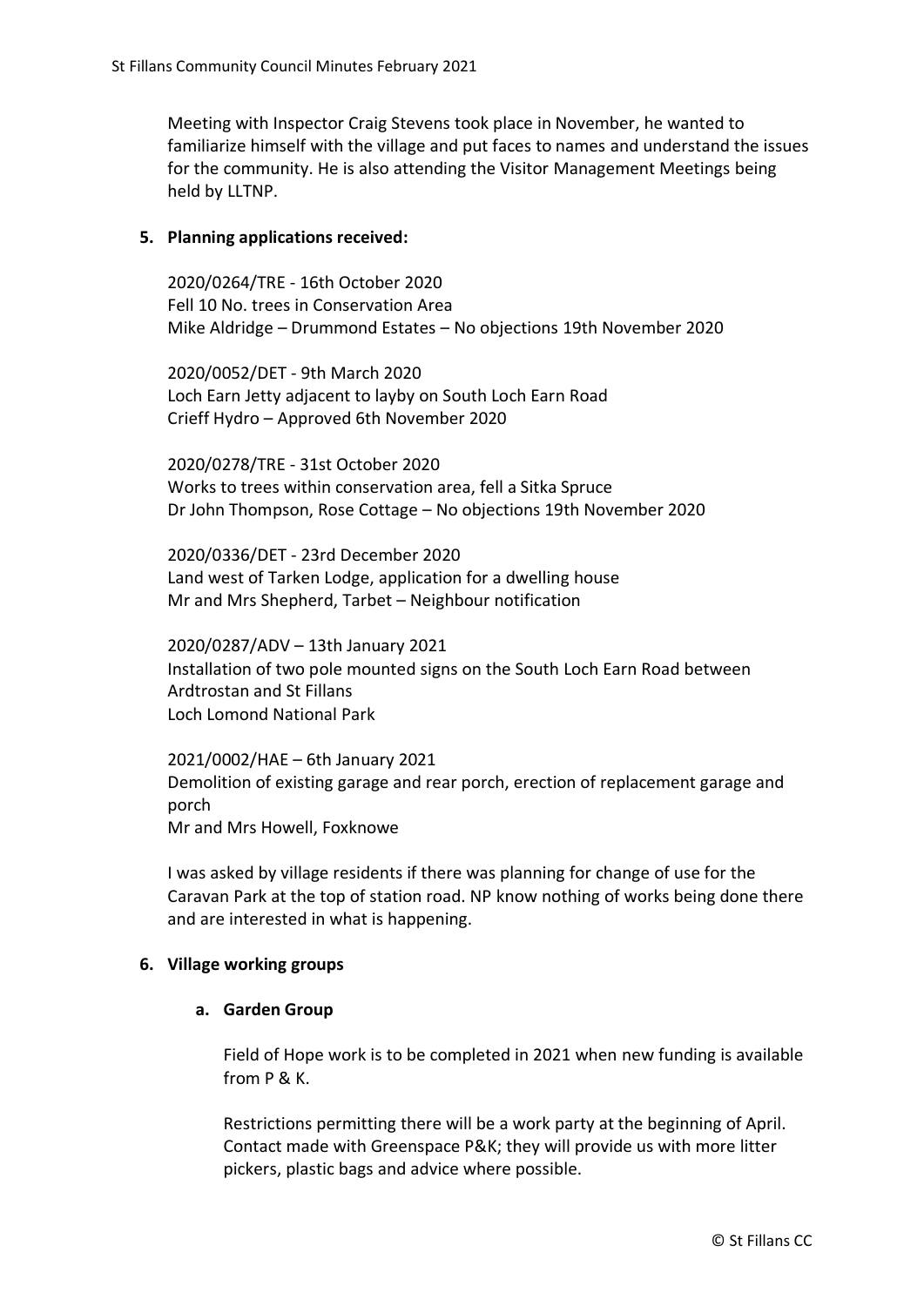Meeting with Inspector Craig Stevens took place in November, he wanted to familiarize himself with the village and put faces to names and understand the issues for the community. He is also attending the Visitor Management Meetings being held by LLTNP.

5. **Planning applications received:**

   2020/0264/TRE - 16th October 2020
   Fell 10 No. trees in Conservation Area
   Mike Aldridge – Drummond Estates – No objections 19th November 2020

   2020/0052/DET - 9th March 2020
   Loch Earn Jetty adjacent to layby on South Loch Earn Road
   Crieff Hydro – Approved 6th November 2020

   2020/0278/TRE - 31st October 2020
   Works to trees within conservation area, fell a Sitka Spruce
   Dr John Thompson, Rose Cottage – No objections 19th November 2020

   2020/0336/DET - 23rd December 2020
   Land west of Tarken Lodge, application for a dwelling house
   Mr and Mrs Shepherd, Tarbet – Neighbour notification

   2020/0287/ADV – 13th January 2021
   Installation of two pole mounted signs on the South Loch Earn Road between Ardtrostan and St Fillans
   Loch Lomond National Park

   2021/0002/HAE – 6th January 2021
   Demolition of existing garage and rear porch, erection of replacement garage and porch
   Mr and Mrs Howell, Foxknowe

   I was asked by village residents if there was planning for change of use for the Caravan Park at the top of station road. NP know nothing of works being done there and are interested in what is happening.

6. **Village working groups**

   a. **Garden Group**

      Field of Hope work is to be completed in 2021 when new funding is available from P & K.

      Restrictions permitting there will be a work party at the beginning of April. Contact made with Greenspace P&K; they will provide us with more litter pickers, plastic bags and advice where possible.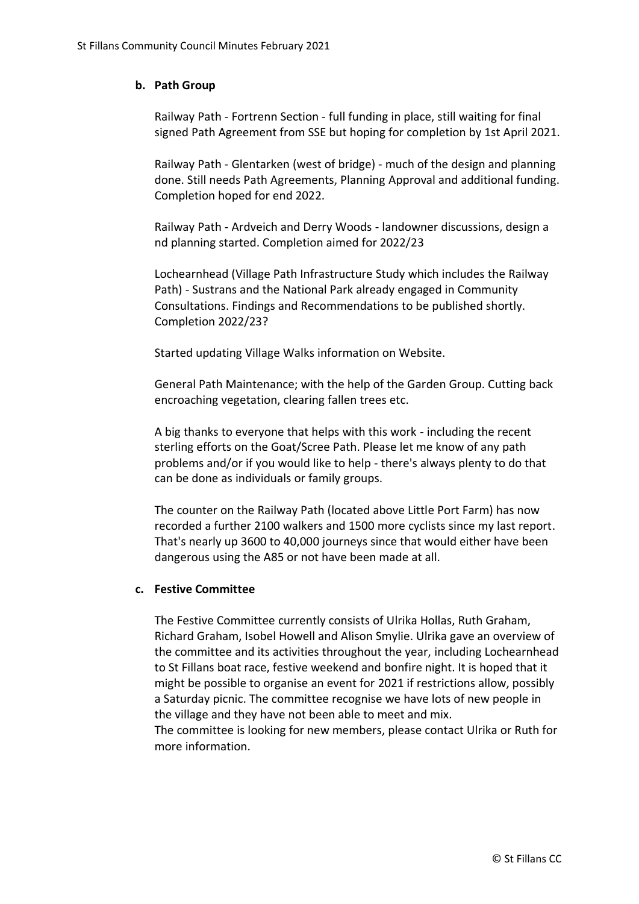**b. Path Group**

Railway Path - Fortrenn Section - full funding in place, still waiting for final signed Path Agreement from SSE but hoping for completion by 1st April 2021.

Railway Path - Glentarken (west of bridge) - much of the design and planning done. Still needs Path Agreements, Planning Approval and additional funding. Completion hoped for end 2022.

Railway Path - Ardveich and Derry Woods - landowner discussions, design a nd planning started. Completion aimed for 2022/23

Lochearnhead (Village Path Infrastructure Study which includes the Railway Path) - Sustrans and the National Park already engaged in Community Consultations. Findings and Recommendations to be published shortly. Completion 2022/23?

Started updating Village Walks information on Website.

General Path Maintenance; with the help of the Garden Group. Cutting back encroaching vegetation, clearing fallen trees etc.

A big thanks to everyone that helps with this work - including the recent sterling efforts on the Goat/Scree Path. Please let me know of any path problems and/or if you would like to help - there's always plenty to do that can be done as individuals or family groups.

The counter on the Railway Path (located above Little Port Farm) has now recorded a further 2100 walkers and 1500 more cyclists since my last report. That's nearly up 3600 to 40,000 journeys since that would either have been dangerous using the A85 or not have been made at all.

**c. Festive Committee**

The Festive Committee currently consists of Ulrika Hollas, Ruth Graham, Richard Graham, Isobel Howell and Alison Smylie. Ulrika gave an overview of the committee and its activities throughout the year, including Lochearnhead to St Fillans boat race, festive weekend and bonfire night. It is hoped that it might be possible to organise an event for 2021 if restrictions allow, possibly a Saturday picnic. The committee recognise we have lots of new people in the village and they have not been able to meet and mix.
The committee is looking for new members, please contact Ulrika or Ruth for more information.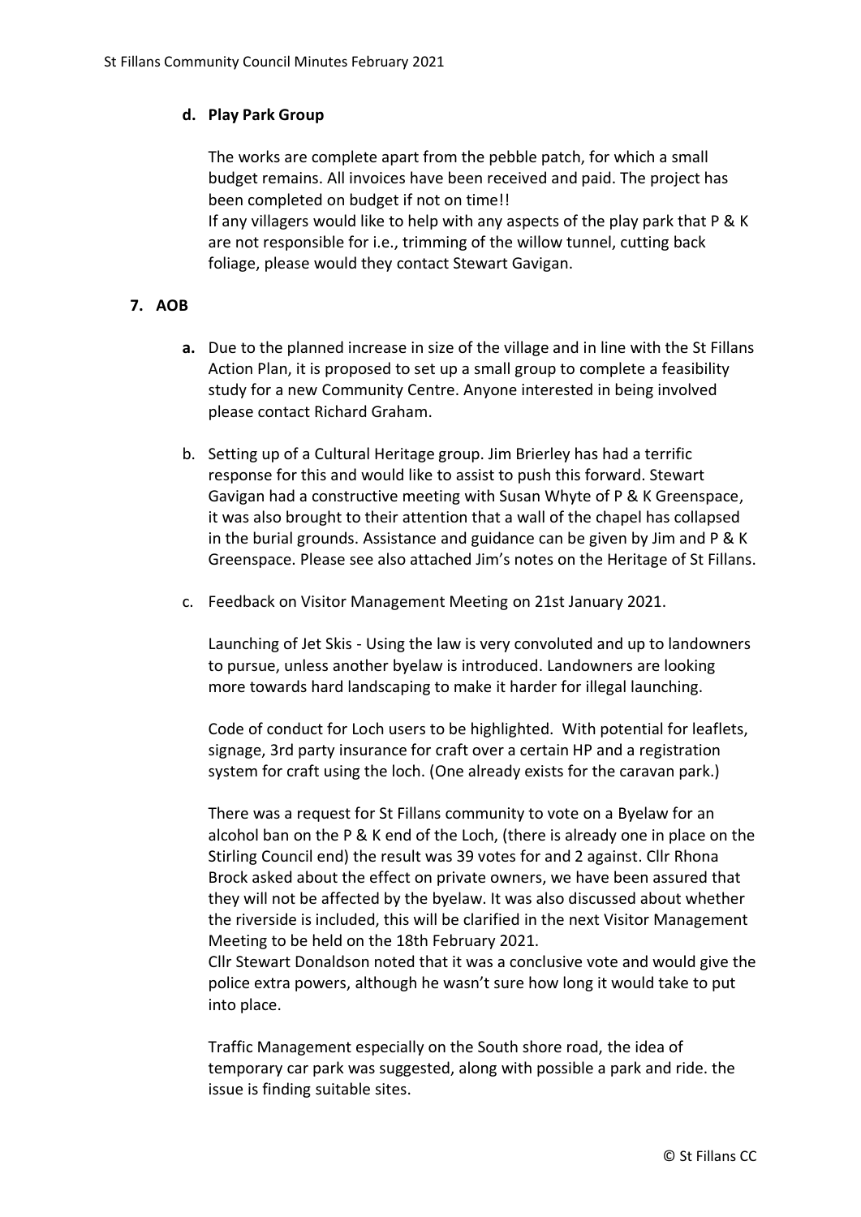**d. Play Park Group**

The works are complete apart from the pebble patch, for which a small budget remains. All invoices have been received and paid. The project has been completed on budget if not on time!!
If any villagers would like to help with any aspects of the play park that P & K are not responsible for i.e., trimming of the willow tunnel, cutting back foliage, please would they contact Stewart Gavigan.

**7. AOB**

**a.** Due to the planned increase in size of the village and in line with the St Fillans Action Plan, it is proposed to set up a small group to complete a feasibility study for a new Community Centre. Anyone interested in being involved please contact Richard Graham.

b. Setting up of a Cultural Heritage group. Jim Brierley has had a terrific response for this and would like to assist to push this forward. Stewart Gavigan had a constructive meeting with Susan Whyte of P & K Greenspace, it was also brought to their attention that a wall of the chapel has collapsed in the burial grounds. Assistance and guidance can be given by Jim and P & K Greenspace. Please see also attached Jim's notes on the Heritage of St Fillans.

c. Feedback on Visitor Management Meeting on 21st January 2021.

Launching of Jet Skis - Using the law is very convoluted and up to landowners to pursue, unless another byelaw is introduced. Landowners are looking more towards hard landscaping to make it harder for illegal launching.

Code of conduct for Loch users to be highlighted. With potential for leaflets, signage, 3rd party insurance for craft over a certain HP and a registration system for craft using the loch. (One already exists for the caravan park.)

There was a request for St Fillans community to vote on a Byelaw for an alcohol ban on the P & K end of the Loch, (there is already one in place on the Stirling Council end) the result was 39 votes for and 2 against. Cllr Rhona Brock asked about the effect on private owners, we have been assured that they will not be affected by the byelaw. It was also discussed about whether the riverside is included, this will be clarified in the next Visitor Management Meeting to be held on the 18th February 2021.
Cllr Stewart Donaldson noted that it was a conclusive vote and would give the police extra powers, although he wasn't sure how long it would take to put into place.

Traffic Management especially on the South shore road, the idea of temporary car park was suggested, along with possible a park and ride. the issue is finding suitable sites.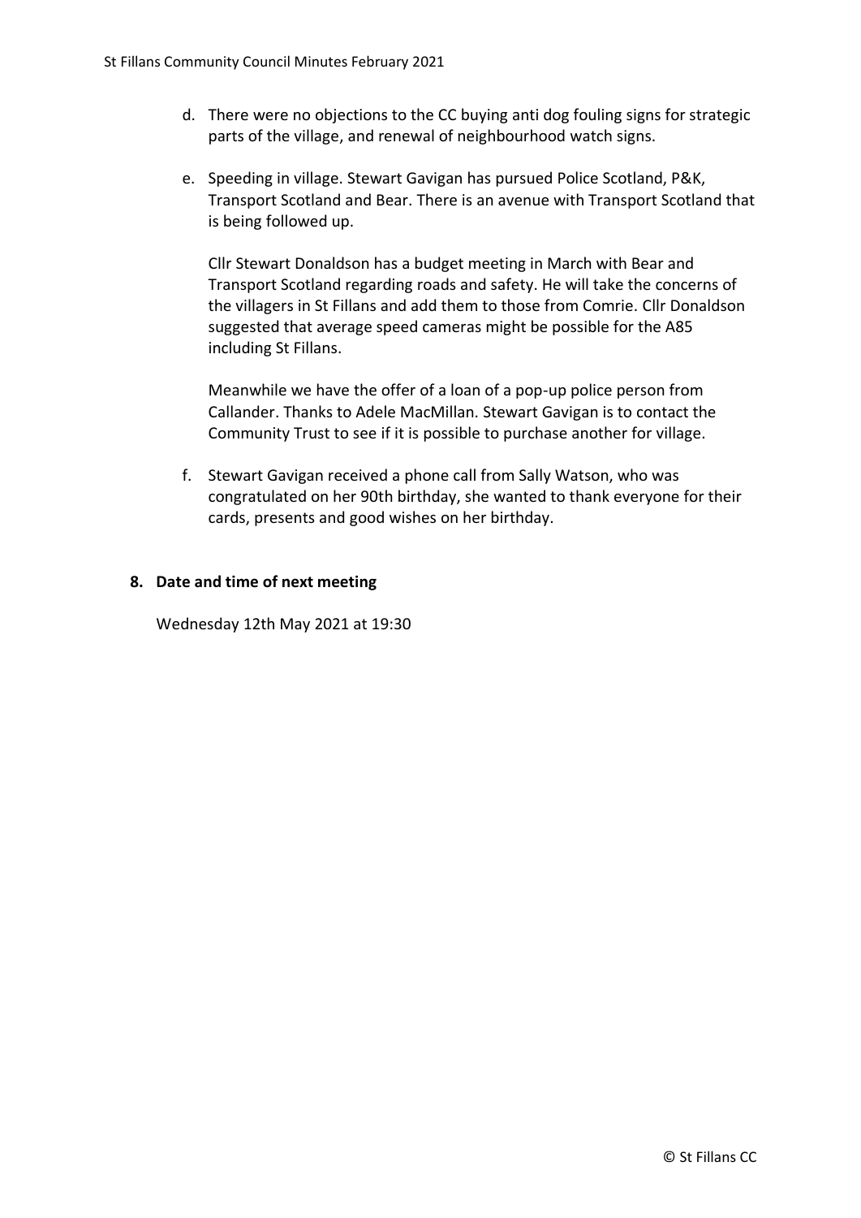d. There were no objections to the CC buying anti dog fouling signs for strategic parts of the village, and renewal of neighbourhood watch signs.

e. Speeding in village. Stewart Gavigan has pursued Police Scotland, P&K, Transport Scotland and Bear. There is an avenue with Transport Scotland that is being followed up.

   Cllr Stewart Donaldson has a budget meeting in March with Bear and Transport Scotland regarding roads and safety. He will take the concerns of the villagers in St Fillans and add them to those from Comrie. Cllr Donaldson suggested that average speed cameras might be possible for the A85 including St Fillans.

   Meanwhile we have the offer of a loan of a pop-up police person from Callander. Thanks to Adele MacMillan. Stewart Gavigan is to contact the Community Trust to see if it is possible to purchase another for village.

f. Stewart Gavigan received a phone call from Sally Watson, who was congratulated on her 90th birthday, she wanted to thank everyone for their cards, presents and good wishes on her birthday.

**8. Date and time of next meeting**

Wednesday 12th May 2021 at 19:30

© St Fillans CC